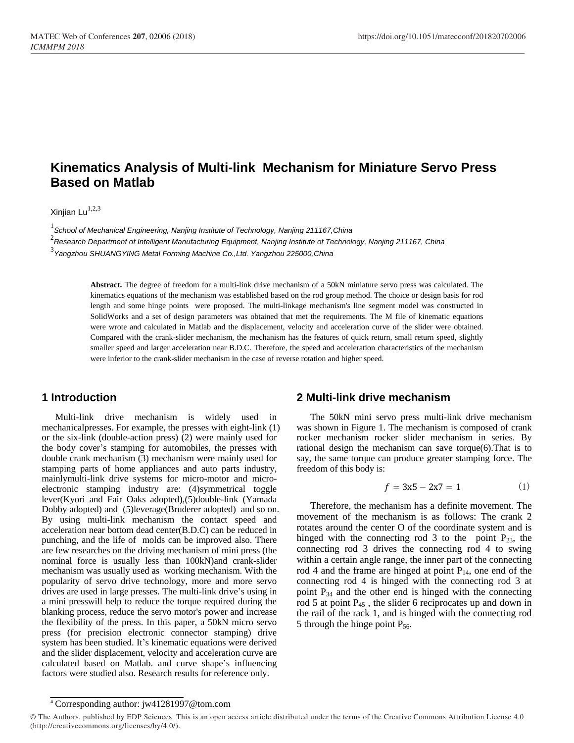# Kinematics Analysis of Multi-link Mechanism for Miniature Servo Press Based on Matlab

Xinjian Lu[1,2,3]

[1] *School of Mechanical Engineering, Nanjing Institute of Technology, Nanjing 211167,China*

[2] *Research Department of Intelligent Manufacturing Equipment, Nanjing Institute of Technology, Nanjing 211167, China*

[3] *Yangzhou SHUANGYING Metal Forming Machine Co.,Ltd. Yangzhou 225000,China*

**Abstract.** The degree of freedom for a multi-link drive mechanism of a 50kN miniature servo press was calculated. The kinematics equations of the mechanism was established based on the rod group method. The choice or design basis for rod length and some hinge points were proposed. The multi-linkage mechanism's line segment model was constructed in SolidWorks and a set of design parameters was obtained that met the requirements. The M file of kinematic equations were wrote and calculated in Matlab and the displacement, velocity and acceleration curve of the slider were obtained. Compared with the crank-slider mechanism, the mechanism has the features of quick return, small return speed, slightly smaller speed and larger acceleration near B.D.C. Therefore, the speed and acceleration characteristics of the mechanism were inferior to the crank-slider mechanism in the case of reverse rotation and higher speed.

## 1 Introduction

Multi-link drive mechanism is widely used in mechanicalpresses. For example, the presses with eight-link (1) or the six-link (double-action press) (2) were mainly used for the body cover's stamping for automobiles, the presses with double crank mechanism (3) mechanism were mainly used for stamping parts of home appliances and auto parts industry, mainlymulti-link drive systems for micro-motor and micro-electronic stamping industry are: (4)symmetrical toggle lever(Kyori and Fair Oaks adopted),(5)double-link (Yamada Dobby adopted) and (5)leverage(Bruderer adopted) and so on. By using multi-link mechanism the contact speed and acceleration near bottom dead center(B.D.C) can be reduced in punching, and the life of molds can be improved also. There are few researches on the driving mechanism of mini press (the nominal force is usually less than 100kN)and crank-slider mechanism was usually used as working mechanism. With the popularity of servo drive technology, more and more servo drives are used in large presses. The multi-link drive's using in a mini presswill help to reduce the torque required during the blanking process, reduce the servo motor's power and increase the flexibility of the press. In this paper, a 50kN micro servo press (for precision electronic connector stamping) drive system has been studied. It's kinematic equations were derived and the slider displacement, velocity and acceleration curve are calculated based on Matlab. and curve shape's influencing factors were studied also. Research results for reference only.

## 2 Multi-link drive mechanism

The 50kN mini servo press multi-link drive mechanism was shown in Figure 1. The mechanism is composed of crank rocker mechanism rocker slider mechanism in series. By rational design the mechanism can save torque(6).That is to say, the same torque can produce greater stamping force. The freedom of this body is:

$$f = 3\text{x}5 - 2\text{x}7 = 1 \qquad (1)$$

Therefore, the mechanism has a definite movement. The movement of the mechanism is as follows: The crank 2 rotates around the center O of the coordinate system and is hinged with the connecting rod 3 to the point $P_{23}$, the connecting rod 3 drives the connecting rod 4 to swing within a certain angle range, the inner part of the connecting rod 4 and the frame are hinged at point $P_{14}$, one end of the connecting rod 4 is hinged with the connecting rod 3 at point $P_{34}$ and the other end is hinged with the connecting rod 5 at point $P_{45}$ , the slider 6 reciprocates up and down in the rail of the rack 1, and is hinged with the connecting rod 5 through the hinge point $P_{56}$.

[a] Corresponding author: jw41281997@tom.com

© The Authors, published by EDP Sciences. This is an open access article distributed under the terms of the Creative Commons Attribution License 4.0 (http://creativecommons.org/licenses/by/4.0/).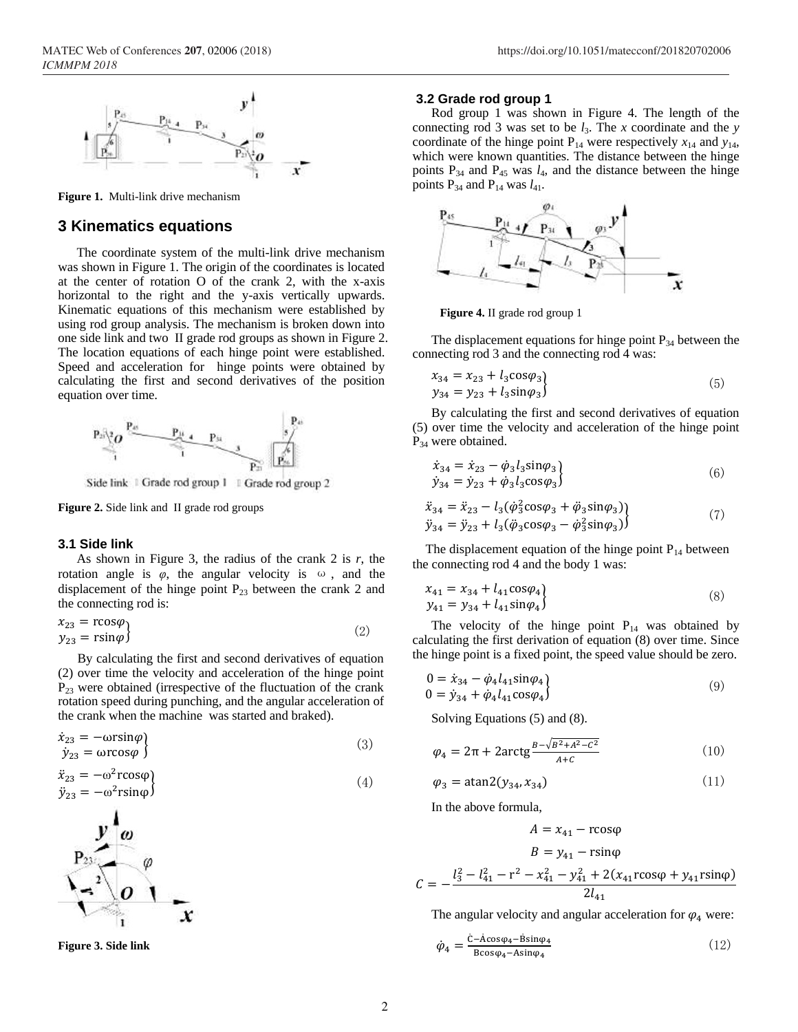Figure 1. Multi-link drive mechanism

## 3 Kinematics equations

The coordinate system of the multi-link drive mechanism was shown in Figure 1. The origin of the coordinates is located at the center of rotation O of the crank 2, with the x-axis horizontal to the right and the y-axis vertically upwards. Kinematic equations of this mechanism were established by using rod group analysis. The mechanism is broken down into one side link and two II grade rod groups as shown in Figure 2. The location equations of each hinge point were established. Speed and acceleration for hinge points were obtained by calculating the first and second derivatives of the position equation over time.

Figure 2. Side link and II grade rod groups

### 3.1 Side link

As shown in Figure 3, the radius of the crank 2 is *r*, the rotation angle is $\varphi$, the angular velocity is ω, and the displacement of the hinge point $P_{23}$ between the crank 2 and the connecting rod is:

$$\left.\begin{aligned} x_{23} &= r\cos\varphi \\ y_{23} &= r\sin\varphi \end{aligned}\right\} \tag{2}$$

By calculating the first and second derivatives of equation (2) over time the velocity and acceleration of the hinge point $P_{23}$ were obtained (irrespective of the fluctuation of the crank rotation speed during punching, and the angular acceleration of the crank when the machine was started and braked).

$$\left.\begin{aligned} \dot{x}_{23} &= -\omega r\sin\varphi \\ \dot{y}_{23} &= \omega r\cos\varphi \end{aligned}\right\} \tag{3}$$

$$\left.\begin{aligned} \ddot{x}_{23} &= -\omega^2 r\cos\varphi \\ \ddot{y}_{23} &= -\omega^2 r\sin\varphi \end{aligned}\right\} \tag{4}$$

Figure 3. Side link

### 3.2 Grade rod group 1

Rod group 1 was shown in Figure 4. The length of the connecting rod 3 was set to be $l_3$. The *x* coordinate and the *y* coordinate of the hinge point $P_{14}$ were respectively $x_{14}$ and $y_{14}$, which were known quantities. The distance between the hinge points $P_{34}$ and $P_{45}$ was $l_4$, and the distance between the hinge points $P_{34}$ and $P_{14}$ was $l_{41}$.

Figure 4. II grade rod group 1

The displacement equations for hinge point $P_{34}$ between the connecting rod 3 and the connecting rod 4 was:

$$\left.\begin{aligned} x_{34} &= x_{23} + l_3\cos\varphi_3 \\ y_{34} &= y_{23} + l_3\sin\varphi_3 \end{aligned}\right\} \tag{5}$$

By calculating the first and second derivatives of equation (5) over time the velocity and acceleration of the hinge point $P_{34}$ were obtained.

$$\left.\begin{aligned} \dot{x}_{34} &= \dot{x}_{23} - \dot{\varphi}_3 l_3\sin\varphi_3 \\ \dot{y}_{34} &= \dot{y}_{23} + \dot{\varphi}_3 l_3\cos\varphi_3 \end{aligned}\right\} \tag{6}$$

$$\left.\begin{aligned} \ddot{x}_{34} &= \ddot{x}_{23} - l_3(\dot{\varphi}_3^2\cos\varphi_3 + \ddot{\varphi}_3\sin\varphi_3) \\ \ddot{y}_{34} &= \ddot{y}_{23} + l_3(\ddot{\varphi}_3\cos\varphi_3 - \dot{\varphi}_3^2\sin\varphi_3) \end{aligned}\right\} \tag{7}$$

The displacement equation of the hinge point $P_{14}$ between the connecting rod 4 and the body 1 was:

$$\left.\begin{aligned} x_{41} &= x_{34} + l_{41}\cos\varphi_4 \\ y_{41} &= y_{34} + l_{41}\sin\varphi_4 \end{aligned}\right\} \tag{8}$$

The velocity of the hinge point $P_{14}$ was obtained by calculating the first derivation of equation (8) over time. Since the hinge point is a fixed point, the speed value should be zero.

$$\left.\begin{aligned} 0 &= \dot{x}_{34} - \dot{\varphi}_4 l_{41}\sin\varphi_4 \\ 0 &= \dot{y}_{34} + \dot{\varphi}_4 l_{41}\cos\varphi_4 \end{aligned}\right\} \tag{9}$$

Solving Equations (5) and (8).

$$\varphi_4 = 2\pi + 2\mathrm{arctg}\frac{B - \sqrt{B^2 + A^2 - C^2}}{A + C} \tag{10}$$

$$\varphi_3 = \mathrm{atan2}(y_{34}, x_{34}) \tag{11}$$

In the above formula,

$$A = x_{41} - r\cos\varphi$$

$$B = y_{41} - r\sin\varphi$$

$$C = -\frac{l_3^2 - l_{41}^2 - r^2 - x_{41}^2 - y_{41}^2 + 2(x_{41} r\cos\varphi + y_{41} r\sin\varphi)}{2l_{41}}$$

The angular velocity and angular acceleration for $\varphi_4$ were:

$$\dot{\varphi}_4 = \frac{\dot{C} - \dot{A}\cos\varphi_4 - \dot{B}\sin\varphi_4}{B\cos\varphi_4 - A\sin\varphi_4} \tag{12}$$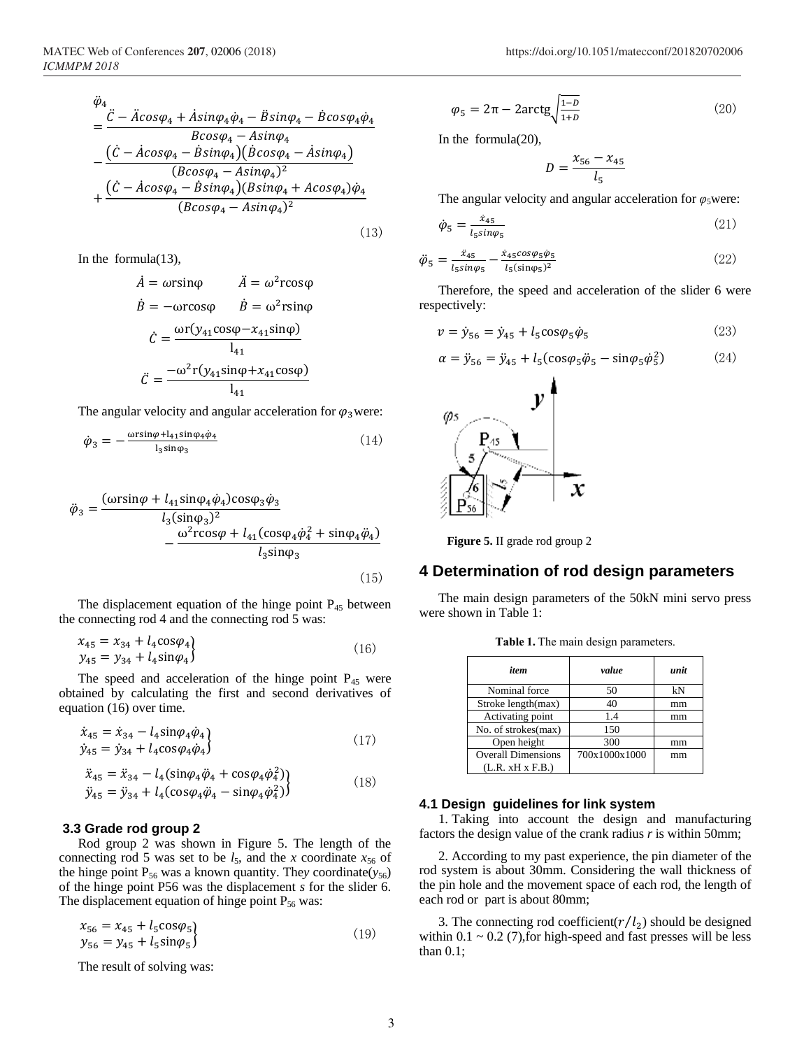$$
\begin{aligned}
\ddot{\varphi}_4 &= \frac{\ddot{C} - \ddot{A}cos\varphi_4 + \dot{A}sin\varphi_4\dot{\varphi}_4 - \ddot{B}sin\varphi_4 - \dot{B}cos\varphi_4\dot{\varphi}_4}{Bcos\varphi_4 - Asin\varphi_4} \\
&- \frac{\left(\dot{C} - \dot{A}cos\varphi_4 - \dot{B}sin\varphi_4\right)\left(\dot{B}cos\varphi_4 - \dot{A}sin\varphi_4\right)}{(Bcos\varphi_4 - Asin\varphi_4)^2} \\
&+ \frac{\left(\dot{C} - \dot{A}cos\varphi_4 - \dot{B}sin\varphi_4\right)(Bsin\varphi_4 + Acos\varphi_4)\dot{\varphi}_4}{(Bcos\varphi_4 - Asin\varphi_4)^2}
\end{aligned} \tag{13}
$$

In the formula(13),

$$\dot{A} = \omega r\sin\varphi \qquad \ddot{A} = \omega^2 r\cos\varphi$$

$$\dot{B} = -\omega r\cos\varphi \qquad \dot{B} = \omega^2 r\sin\varphi$$

$$\dot{C} = \frac{\omega r(y_{41}\cos\varphi - x_{41}\sin\varphi)}{l_{41}}$$

$$\ddot{C} = \frac{-\omega^2 r(y_{41}\sin\varphi + x_{41}\cos\varphi)}{l_{41}}$$

The angular velocity and angular acceleration for $\varphi_3$ were:

$$\dot{\varphi}_3 = -\frac{\omega r\sin\varphi + l_{41}\sin\varphi_4\dot{\varphi}_4}{l_3\sin\varphi_3} \tag{14}$$

$$\ddot{\varphi}_3 = \frac{(\omega r\sin\varphi + l_{41}\sin\varphi_4\dot{\varphi}_4)\cos\varphi_3\dot{\varphi}_3}{l_3(\sin\varphi_3)^2} - \frac{\omega^2 r\cos\varphi + l_{41}(\cos\varphi_4\dot{\varphi}_4^2 + \sin\varphi_4\ddot{\varphi}_4)}{l_3\sin\varphi_3} \tag{15}$$

The displacement equation of the hinge point $P_{45}$ between the connecting rod 4 and the connecting rod 5 was:

$$\left.\begin{aligned} x_{45} &= x_{34} + l_4\cos\varphi_4 \\ y_{45} &= y_{34} + l_4\sin\varphi_4 \end{aligned}\right\} \tag{16}$$

The speed and acceleration of the hinge point $P_{45}$ were obtained by calculating the first and second derivatives of equation (16) over time.

$$\left.\begin{aligned} \dot{x}_{45} &= \dot{x}_{34} - l_4\sin\varphi_4\dot{\varphi}_4 \\ \dot{y}_{45} &= \dot{y}_{34} + l_4\cos\varphi_4\dot{\varphi}_4 \end{aligned}\right\} \tag{17}$$

$$\left.\begin{aligned} \ddot{x}_{45} &= \ddot{x}_{34} - l_4(\sin\varphi_4\ddot{\varphi}_4 + \cos\varphi_4\dot{\varphi}_4^2) \\ \ddot{y}_{45} &= \ddot{y}_{34} + l_4(\cos\varphi_4\ddot{\varphi}_4 - \sin\varphi_4\dot{\varphi}_4^2) \end{aligned}\right\} \tag{18}$$

### 3.3 Grade rod group 2

Rod group 2 was shown in Figure 5. The length of the connecting rod 5 was set to be $l_5$, and the *x* coordinate $x_{56}$ of the hinge point $P_{56}$ was a known quantity. The *y* coordinate($y_{56}$) of the hinge point P56 was the displacement *s* for the slider 6. The displacement equation of hinge point $P_{56}$ was:

$$\left.\begin{aligned} x_{56} &= x_{45} + l_5\cos\varphi_5 \\ y_{56} &= y_{45} + l_5\sin\varphi_5 \end{aligned}\right\} \tag{19}$$

The result of solving was:

$$\varphi_5 = 2\pi - 2\text{arctg}\sqrt{\frac{1-D}{1+D}} \tag{20}$$

In the formula(20),

$$D = \frac{x_{56} - x_{45}}{l_5}$$

The angular velocity and angular acceleration for $\varphi_5$ were:

$$\dot{\varphi}_5 = \frac{\dot{x}_{45}}{l_5 sin\varphi_5} \tag{21}$$

$$\ddot{\varphi}_5 = \frac{\ddot{x}_{45}}{l_5 sin\varphi_5} - \frac{\dot{x}_{45}cos\varphi_5\dot{\varphi}_5}{l_5(\sin\varphi_5)^2} \tag{22}$$

Therefore, the speed and acceleration of the slider 6 were respectively:

$$v = \dot{y}_{56} = \dot{y}_{45} + l_5\cos\varphi_5\dot{\varphi}_5 \tag{23}$$

$$\alpha = \ddot{y}_{56} = \ddot{y}_{45} + l_5(\cos\varphi_5\ddot{\varphi}_5 - \sin\varphi_5\dot{\varphi}_5^2) \tag{24}$$

**Figure 5.** II grade rod group 2

## 4 Determination of rod design parameters

The main design parameters of the 50kN mini servo press were shown in Table 1:

**Table 1.** The main design parameters.

| *item* | *value* | *unit* |
|---|---|---|
| Nominal force | 50 | kN |
| Stroke length(max) | 40 | mm |
| Activating point | 1.4 | mm |
| No. of strokes(max) | 150 | |
| Open height | 300 | mm |
| Overall Dimensions (L.R. xH x F.B.) | 700x1000x1000 | mm |

### 4.1 Design guidelines for link system

1. Taking into account the design and manufacturing factors the design value of the crank radius *r* is within 50mm;

2. According to my past experience, the pin diameter of the rod system is about 30mm. Considering the wall thickness of the pin hole and the movement space of each rod, the length of each rod or part is about 80mm;

3. The connecting rod coefficient($r/l_2$) should be designed within 0.1 ~ 0.2 (7),for high-speed and fast presses will be less than 0.1;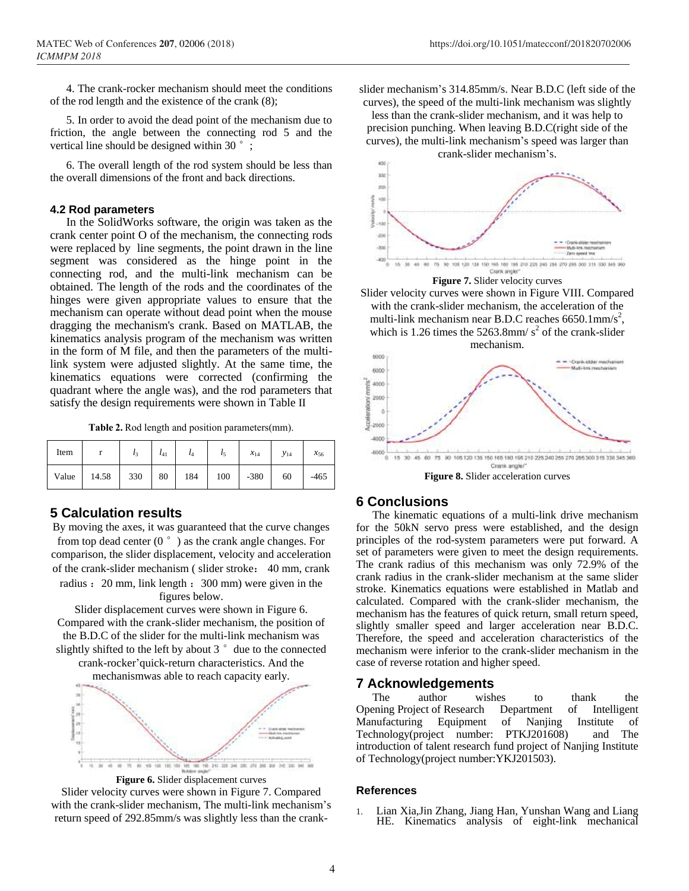4. The crank-rocker mechanism should meet the conditions of the rod length and the existence of the crank (8);

5. In order to avoid the dead point of the mechanism due to friction, the angle between the connecting rod 5 and the vertical line should be designed within 30 ° ;

6. The overall length of the rod system should be less than the overall dimensions of the front and back directions.

### 4.2 Rod parameters

In the SolidWorks software, the origin was taken as the crank center point O of the mechanism, the connecting rods were replaced by line segments, the point drawn in the line segment was considered as the hinge point in the connecting rod, and the multi-link mechanism can be obtained. The length of the rods and the coordinates of the hinges were given appropriate values to ensure that the mechanism can operate without dead point when the mouse dragging the mechanism's crank. Based on MATLAB, the kinematics analysis program of the mechanism was written in the form of M file, and then the parameters of the multi-link system were adjusted slightly. At the same time, the kinematics equations were corrected (confirming the quadrant where the angle was), and the rod parameters that satisfy the design requirements were shown in Table II

**Table 2.** Rod length and position parameters(mm).

| Item | r | $l_3$ | $l_{41}$ | $l_4$ | $l_5$ | $x_{14}$ | $y_{14}$ | $x_{56}$ |
|---|---|---|---|---|---|---|---|---|
| Value | 14.58 | 330 | 80 | 184 | 100 | -380 | 60 | -465 |

## 5 Calculation results

By moving the axes, it was guaranteed that the curve changes from top dead center (0 ° ) as the crank angle changes. For comparison, the slider displacement, velocity and acceleration of the crank-slider mechanism ( slider stroke: 40 mm, crank radius : 20 mm, link length : 300 mm) were given in the figures below.

Slider displacement curves were shown in Figure 6. Compared with the crank-slider mechanism, the position of the B.D.C of the slider for the multi-link mechanism was slightly shifted to the left by about 3 ° due to the connected crank-rocker'quick-return characteristics. And the mechanismwas able to reach capacity early.

**Figure 6.** Slider displacement curves

Slider velocity curves were shown in Figure 7. Compared with the crank-slider mechanism, The multi-link mechanism's return speed of 292.85mm/s was slightly less than the crank-slider mechanism's 314.85mm/s. Near B.D.C (left side of the curves), the speed of the multi-link mechanism was slightly less than the crank-slider mechanism, and it was help to precision punching. When leaving B.D.C(right side of the curves), the multi-link mechanism's speed was larger than crank-slider mechanism's.

**Figure 7.** Slider velocity curves

Slider velocity curves were shown in Figure VIII. Compared with the crank-slider mechanism, the acceleration of the multi-link mechanism near B.D.C reaches 6650.1mm/s$^2$, which is 1.26 times the 5263.8mm/ s$^2$ of the crank-slider mechanism.

**Figure 8.** Slider acceleration curves

## 6 Conclusions

The kinematic equations of a multi-link drive mechanism for the 50kN servo press were established, and the design principles of the rod-system parameters were put forward. A set of parameters were given to meet the design requirements. The crank radius of this mechanism was only 72.9% of the crank radius in the crank-slider mechanism at the same slider stroke. Kinematics equations were established in Matlab and calculated. Compared with the crank-slider mechanism, the mechanism has the features of quick return, small return speed, slightly smaller speed and larger acceleration near B.D.C. Therefore, the speed and acceleration characteristics of the mechanism were inferior to the crank-slider mechanism in the case of reverse rotation and higher speed.

## 7 Acknowledgements

The author wishes to thank the Opening Project of Research Department of Intelligent Manufacturing Equipment of Nanjing Institute of Technology(project number: PTKJ201608) and The introduction of talent research fund project of Nanjing Institute of Technology(project number:YKJ201503).

### References

1. Lian Xia,Jin Zhang, Jiang Han, Yunshan Wang and Liang HE. Kinematics analysis of eight-link mechanical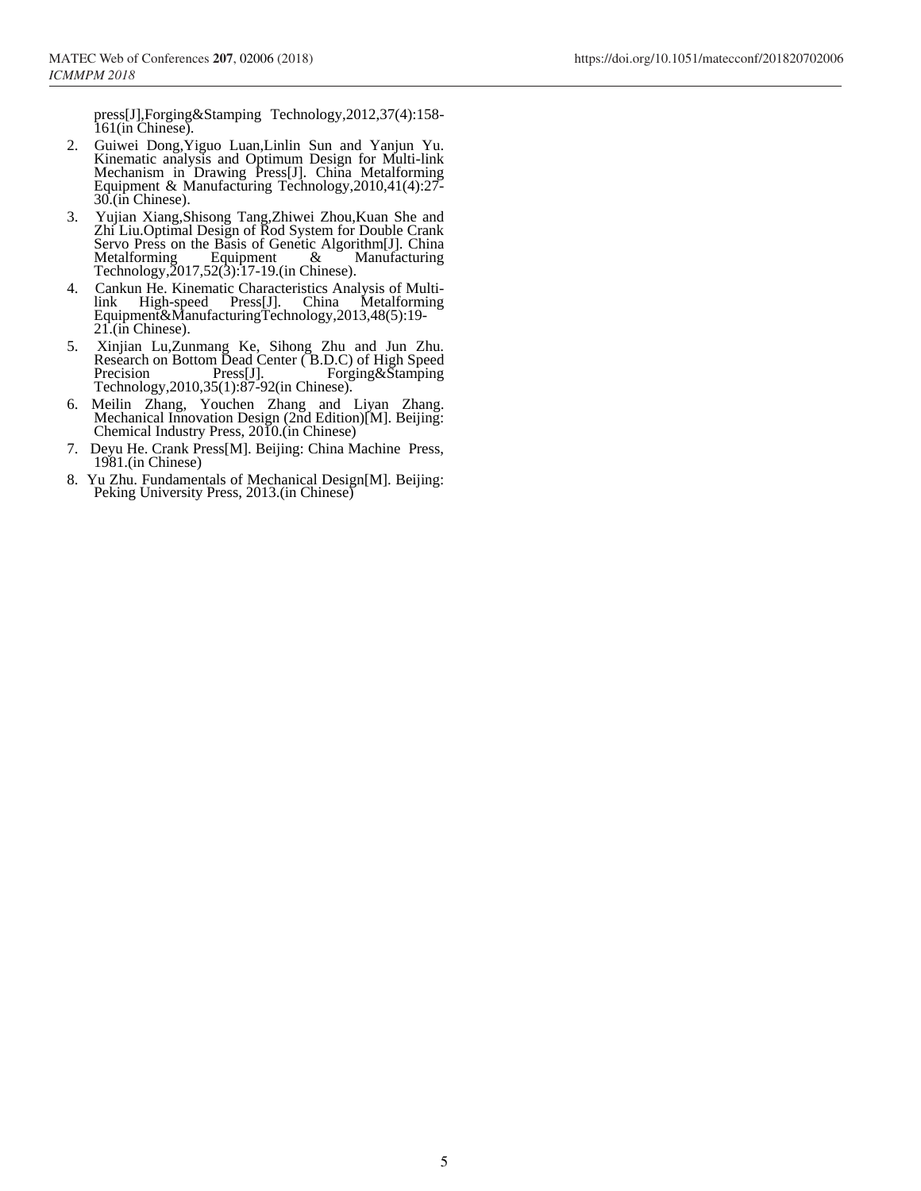press[J],Forging&Stamping Technology,2012,37(4):158-161(in Chinese).

2. Guiwei Dong,Yiguo Luan,Linlin Sun and Yanjun Yu. Kinematic analysis and Optimum Design for Multi-link Mechanism in Drawing Press[J]. China Metalforming Equipment & Manufacturing Technology,2010,41(4):27-30.(in Chinese).
3. Yujian Xiang,Shisong Tang,Zhiwei Zhou,Kuan She and Zhi Liu.Optimal Design of Rod System for Double Crank Servo Press on the Basis of Genetic Algorithm[J]. China Metalforming Equipment & Manufacturing Technology,2017,52(3):17-19.(in Chinese).
4. Cankun He. Kinematic Characteristics Analysis of Multi-link High-speed Press[J]. China Metalforming Equipment&ManufacturingTechnology,2013,48(5):19-21.(in Chinese).
5. Xinjian Lu,Zunmang Ke, Sihong Zhu and Jun Zhu. Research on Bottom Dead Center ( B.D.C) of High Speed Precision Press[J]. Forging&Stamping Technology,2010,35(1):87-92(in Chinese).
6. Meilin Zhang, Youchen Zhang and Liyan Zhang. Mechanical Innovation Design (2nd Edition)[M]. Beijing: Chemical Industry Press, 2010.(in Chinese)
7. Deyu He. Crank Press[M]. Beijing: China Machine Press, 1981.(in Chinese)
8. Yu Zhu. Fundamentals of Mechanical Design[M]. Beijing: Peking University Press, 2013.(in Chinese)